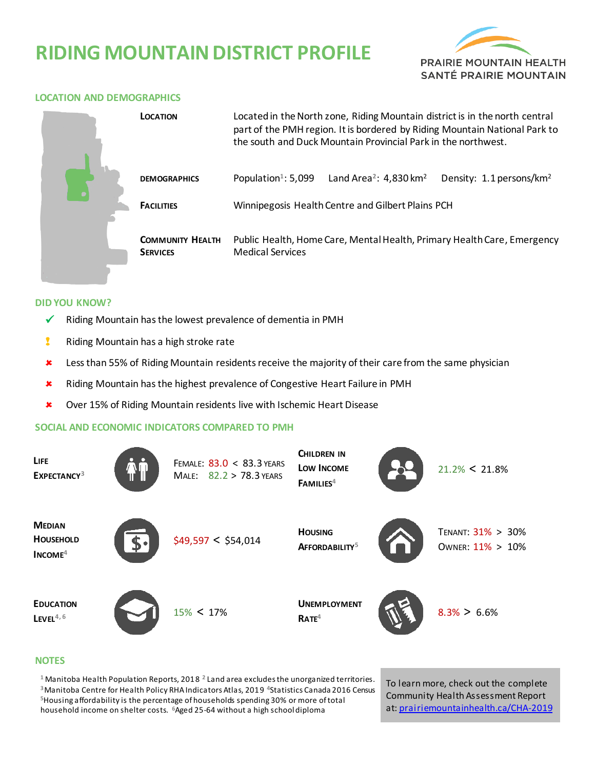# RIDING MOUNTAIN DISTRICT PROFILE

PRAIRIE MOUNTAIN HEALTH
SANTÉ PRAIRIE MOUNTAIN

## LOCATION AND DEMOGRAPHICS

**LOCATION**: Located in the North zone, Riding Mountain district is in the north central part of the PMH region. It is bordered by Riding Mountain National Park to the south and Duck Mountain Provincial Park in the northwest.

**DEMOGRAPHICS**: Population[1]: 5,099 Land Area[2]: 4,830 km$^2$ Density: 1.1 persons/km$^2$

**FACILITIES**: Winnipegosis Health Centre and Gilbert Plains PCH

**COMMUNITY HEALTH SERVICES**: Public Health, Home Care, Mental Health, Primary Health Care, Emergency Medical Services

## DID YOU KNOW?

- ✓ Riding Mountain has the lowest prevalence of dementia in PMH
- ! Riding Mountain has a high stroke rate
- ✘ Less than 55% of Riding Mountain residents receive the majority of their care from the same physician
- ✘ Riding Mountain has the highest prevalence of Congestive Heart Failure in PMH
- ✘ Over 15% of Riding Mountain residents live with Ischemic Heart Disease

## SOCIAL AND ECONOMIC INDICATORS COMPARED TO PMH

| Indicator | Value | Indicator | Value |
|---|---|---|---|
| Life Expectancy[3] | Female: 83.0 < 83.3 years<br>Male: 82.2 > 78.3 years | Children in Low Income Families[4] | 21.2% < 21.8% |
| Median Household Income[4] | $49,597 < $54,014 | Housing Affordability[5] | Tenant: 31% > 30%<br>Owner: 11% > 10% |
| Education Level[4, 6] | 15% < 17% | Unemployment Rate[4] | 8.3% > 6.6% |

## NOTES

[1] Manitoba Health Population Reports, 2018 [2] Land area excludes the unorganized territories. [3] Manitoba Centre for Health Policy RHA Indicators Atlas, 2019 [4] Statistics Canada 2016 Census [5] Housing affordability is the percentage of households spending 30% or more of total household income on shelter costs. [6] Aged 25-64 without a high school diploma

To learn more, check out the complete Community Health Assessment Report at: prairiemountainhealth.ca/CHA-2019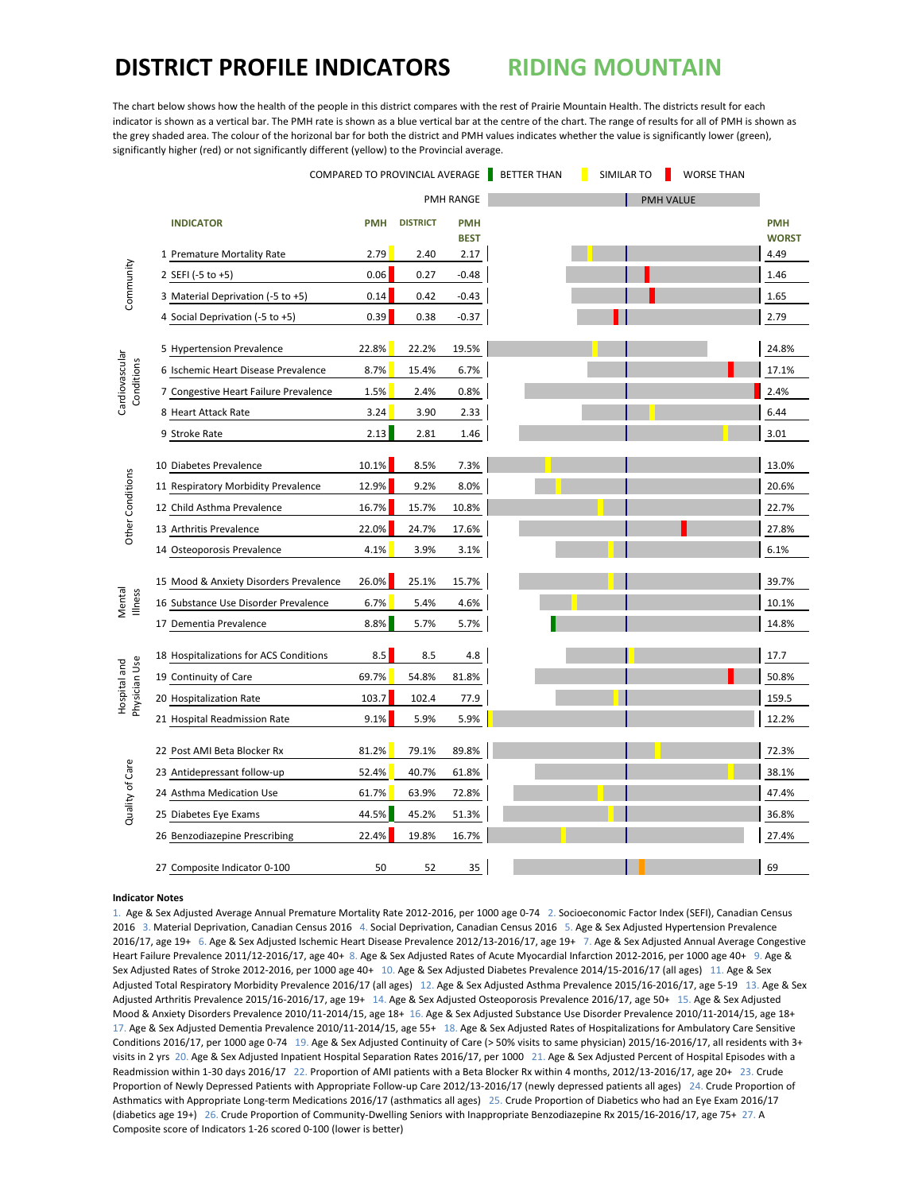# DISTRICT PROFILE INDICATORS **RIDING MOUNTAIN**

The chart below shows how the health of the people in this district compares with the rest of Prairie Mountain Health. The districts result for each indicator is shown as a vertical bar. The PMH rate is shown as a blue vertical bar at the centre of the chart. The range of results for all of PMH is shown as the grey shaded area. The colour of the horizonal bar for both the district and PMH values indicates whether the value is significantly lower (green), significantly higher (red) or not significantly different (yellow) to the Provincial average.

COMPARED TO PROVINCIAL AVERAGE: BETTER THAN | SIMILAR TO | WORSE THAN

PMH RANGE | PMH VALUE

| | INDICATOR | PMH | DISTRICT | PMH BEST | PMH WORST |
|---|---|---|---|---|---|
| Community | 1 Premature Mortality Rate | 2.79 | 2.40 | 2.17 | 4.49 |
| | 2 SEFI (-5 to +5) | 0.06 | 0.27 | -0.48 | 1.46 |
| | 3 Material Deprivation (-5 to +5) | 0.14 | 0.42 | -0.43 | 1.65 |
| | 4 Social Deprivation (-5 to +5) | 0.39 | 0.38 | -0.37 | 2.79 |
| Cardiovascular Conditions | 5 Hypertension Prevalence | 22.8% | 22.2% | 19.5% | 24.8% |
| | 6 Ischemic Heart Disease Prevalence | 8.7% | 15.4% | 6.7% | 17.1% |
| | 7 Congestive Heart Failure Prevalence | 1.5% | 2.4% | 0.8% | 2.4% |
| | 8 Heart Attack Rate | 3.24 | 3.90 | 2.33 | 6.44 |
| | 9 Stroke Rate | 2.13 | 2.81 | 1.46 | 3.01 |
| Other Conditions | 10 Diabetes Prevalence | 10.1% | 8.5% | 7.3% | 13.0% |
| | 11 Respiratory Morbidity Prevalence | 12.9% | 9.2% | 8.0% | 20.6% |
| | 12 Child Asthma Prevalence | 16.7% | 15.7% | 10.8% | 22.7% |
| | 13 Arthritis Prevalence | 22.0% | 24.7% | 17.6% | 27.8% |
| | 14 Osteoporosis Prevalence | 4.1% | 3.9% | 3.1% | 6.1% |
| Mental Illness | 15 Mood & Anxiety Disorders Prevalence | 26.0% | 25.1% | 15.7% | 39.7% |
| | 16 Substance Use Disorder Prevalence | 6.7% | 5.4% | 4.6% | 10.1% |
| | 17 Dementia Prevalence | 8.8% | 5.7% | 5.7% | 14.8% |
| Hospital and Physician Use | 18 Hospitalizations for ACS Conditions | 8.5 | 8.5 | 4.8 | 17.7 |
| | 19 Continuity of Care | 69.7% | 54.8% | 81.8% | 50.8% |
| | 20 Hospitalization Rate | 103.7 | 102.4 | 77.9 | 159.5 |
| | 21 Hospital Readmission Rate | 9.1% | 5.9% | 5.9% | 12.2% |
| Quality of Care | 22 Post AMI Beta Blocker Rx | 81.2% | 79.1% | 89.8% | 72.3% |
| | 23 Antidepressant follow-up | 52.4% | 40.7% | 61.8% | 38.1% |
| | 24 Asthma Medication Use | 61.7% | 63.9% | 72.8% | 47.4% |
| | 25 Diabetes Eye Exams | 44.5% | 45.2% | 51.3% | 36.8% |
| | 26 Benzodiazepine Prescribing | 22.4% | 19.8% | 16.7% | 27.4% |
| | 27 Composite Indicator 0-100 | 50 | 52 | 35 | 69 |

**Indicator Notes**

1. Age & Sex Adjusted Average Annual Premature Mortality Rate 2012-2016, per 1000 age 0-74 2. Socioeconomic Factor Index (SEFI), Canadian Census 2016 3. Material Deprivation, Canadian Census 2016 4. Social Deprivation, Canadian Census 2016 5. Age & Sex Adjusted Hypertension Prevalence 2016/17, age 19+ 6. Age & Sex Adjusted Ischemic Heart Disease Prevalence 2012/13-2016/17, age 19+ 7. Age & Sex Adjusted Annual Average Congestive Heart Failure Prevalence 2011/12-2016/17, age 40+ 8. Age & Sex Adjusted Rates of Acute Myocardial Infarction 2012-2016, per 1000 age 40+ 9. Age & Sex Adjusted Rates of Stroke 2012-2016, per 1000 age 40+ 10. Age & Sex Adjusted Diabetes Prevalence 2014/15-2016/17 (all ages) 11. Age & Sex Adjusted Total Respiratory Morbidity Prevalence 2016/17 (all ages) 12. Age & Sex Adjusted Asthma Prevalence 2015/16-2016/17, age 5-19 13. Age & Sex Adjusted Arthritis Prevalence 2015/16-2016/17, age 19+ 14. Age & Sex Adjusted Osteoporosis Prevalence 2016/17, age 50+ 15. Age & Sex Adjusted Mood & Anxiety Disorders Prevalence 2010/11-2014/15, age 18+ 16. Age & Sex Adjusted Substance Use Disorder Prevalence 2010/11-2014/15, age 18+ 17. Age & Sex Adjusted Dementia Prevalence 2010/11-2014/15, age 55+ 18. Age & Sex Adjusted Rates of Hospitalizations for Ambulatory Care Sensitive Conditions 2016/17, per 1000 age 0-74 19. Age & Sex Adjusted Continuity of Care (> 50% visits to same physician) 2015/16-2016/17, all residents with 3+ visits in 2 yrs 20. Age & Sex Adjusted Inpatient Hospital Separation Rates 2016/17, per 1000 21. Age & Sex Adjusted Percent of Hospital Episodes with a Readmission within 1-30 days 2016/17 22. Proportion of AMI patients with a Beta Blocker Rx within 4 months, 2012/13-2016/17, age 20+ 23. Crude Proportion of Newly Depressed Patients with Appropriate Follow-up Care 2012/13-2016/17 (newly depressed patients all ages) 24. Crude Proportion of Asthmatics with Appropriate Long-term Medications 2016/17 (asthmatics all ages) 25. Crude Proportion of Diabetics who had an Eye Exam 2016/17 (diabetics age 19+) 26. Crude Proportion of Community-Dwelling Seniors with Inappropriate Benzodiazepine Rx 2015/16-2016/17, age 75+ 27. A Composite score of Indicators 1-26 scored 0-100 (lower is better)